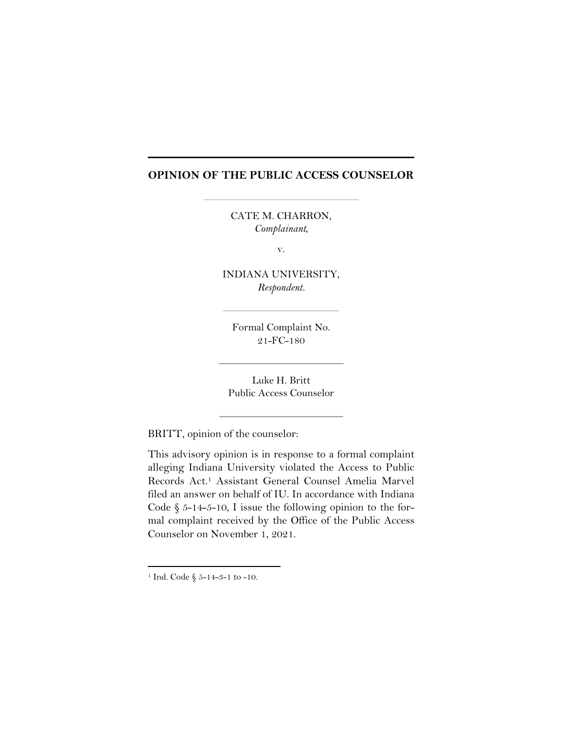## OPINION OF THE PUBLIC ACCESS COUNSELOR

CATE M. CHARRON,
*Complainant,*

v.

INDIANA UNIVERSITY,
*Respondent.*

Formal Complaint No.
21-FC-180

Luke H. Britt
Public Access Counselor

BRITT, opinion of the counselor:

This advisory opinion is in response to a formal complaint alleging Indiana University violated the Access to Public Records Act.[1] Assistant General Counsel Amelia Marvel filed an answer on behalf of IU. In accordance with Indiana Code § 5-14-5-10, I issue the following opinion to the formal complaint received by the Office of the Public Access Counselor on November 1, 2021.

[1] Ind. Code § 5-14-3-1 to -10.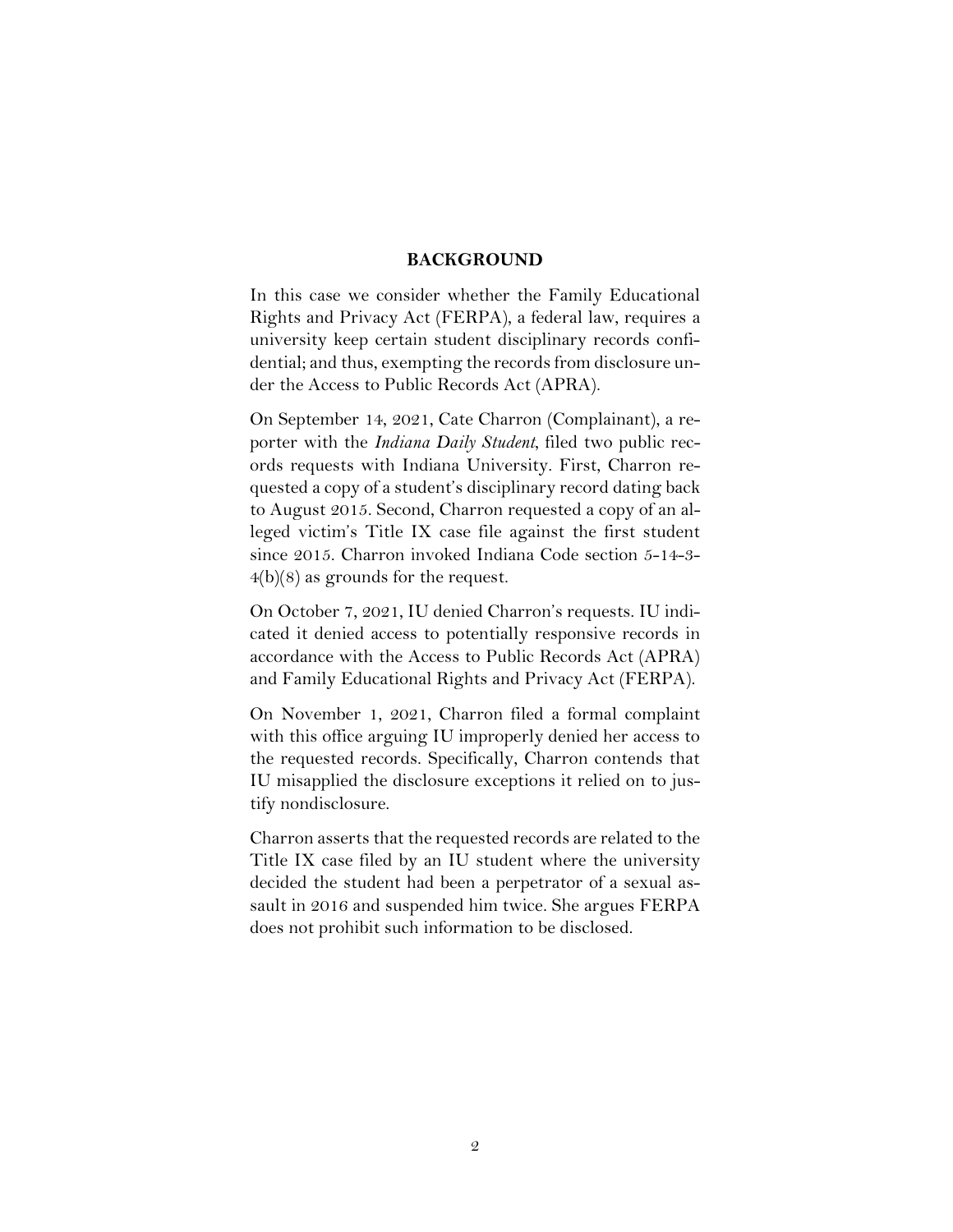## BACKGROUND

In this case we consider whether the Family Educational Rights and Privacy Act (FERPA), a federal law, requires a university keep certain student disciplinary records confidential; and thus, exempting the records from disclosure under the Access to Public Records Act (APRA).

On September 14, 2021, Cate Charron (Complainant), a reporter with the *Indiana Daily Student*, filed two public records requests with Indiana University. First, Charron requested a copy of a student's disciplinary record dating back to August 2015. Second, Charron requested a copy of an alleged victim's Title IX case file against the first student since 2015. Charron invoked Indiana Code section 5-14-3-4(b)(8) as grounds for the request.

On October 7, 2021, IU denied Charron's requests. IU indicated it denied access to potentially responsive records in accordance with the Access to Public Records Act (APRA) and Family Educational Rights and Privacy Act (FERPA).

On November 1, 2021, Charron filed a formal complaint with this office arguing IU improperly denied her access to the requested records. Specifically, Charron contends that IU misapplied the disclosure exceptions it relied on to justify nondisclosure.

Charron asserts that the requested records are related to the Title IX case filed by an IU student where the university decided the student had been a perpetrator of a sexual assault in 2016 and suspended him twice. She argues FERPA does not prohibit such information to be disclosed.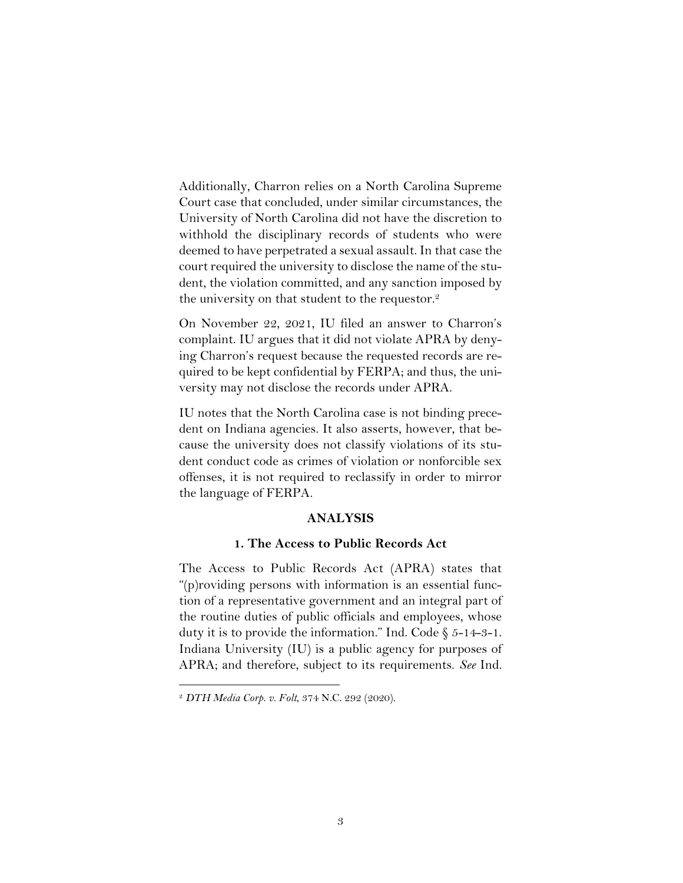Additionally, Charron relies on a North Carolina Supreme Court case that concluded, under similar circumstances, the University of North Carolina did not have the discretion to withhold the disciplinary records of students who were deemed to have perpetrated a sexual assault. In that case the court required the university to disclose the name of the student, the violation committed, and any sanction imposed by the university on that student to the requestor.[2]

On November 22, 2021, IU filed an answer to Charron's complaint. IU argues that it did not violate APRA by denying Charron's request because the requested records are required to be kept confidential by FERPA; and thus, the university may not disclose the records under APRA.

IU notes that the North Carolina case is not binding precedent on Indiana agencies. It also asserts, however, that because the university does not classify violations of its student conduct code as crimes of violation or nonforcible sex offenses, it is not required to reclassify in order to mirror the language of FERPA.

## ANALYSIS

### 1. The Access to Public Records Act

The Access to Public Records Act (APRA) states that "(p)roviding persons with information is an essential function of a representative government and an integral part of the routine duties of public officials and employees, whose duty it is to provide the information." Ind. Code § 5-14-3-1. Indiana University (IU) is a public agency for purposes of APRA; and therefore, subject to its requirements. *See* Ind.

---

[2] *DTH Media Corp. v. Folt*, 374 N.C. 292 (2020).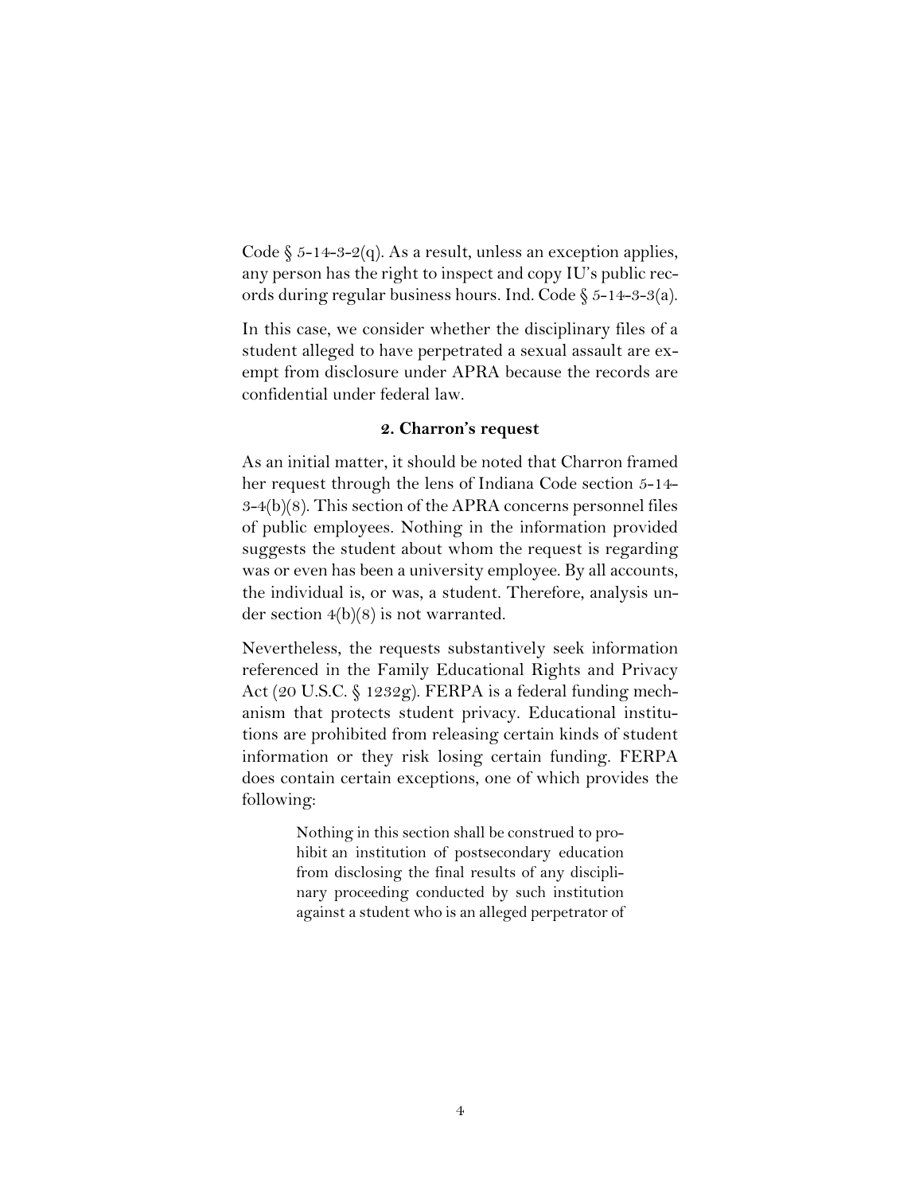Code § 5-14-3-2(q). As a result, unless an exception applies, any person has the right to inspect and copy IU's public records during regular business hours. Ind. Code § 5-14-3-3(a).

In this case, we consider whether the disciplinary files of a student alleged to have perpetrated a sexual assault are exempt from disclosure under APRA because the records are confidential under federal law.

### 2. Charron's request

As an initial matter, it should be noted that Charron framed her request through the lens of Indiana Code section 5-14-3-4(b)(8). This section of the APRA concerns personnel files of public employees. Nothing in the information provided suggests the student about whom the request is regarding was or even has been a university employee. By all accounts, the individual is, or was, a student. Therefore, analysis under section 4(b)(8) is not warranted.

Nevertheless, the requests substantively seek information referenced in the Family Educational Rights and Privacy Act (20 U.S.C. § 1232g). FERPA is a federal funding mechanism that protects student privacy. Educational institutions are prohibited from releasing certain kinds of student information or they risk losing certain funding. FERPA does contain certain exceptions, one of which provides the following:

> Nothing in this section shall be construed to prohibit an institution of postsecondary education from disclosing the final results of any disciplinary proceeding conducted by such institution against a student who is an alleged perpetrator of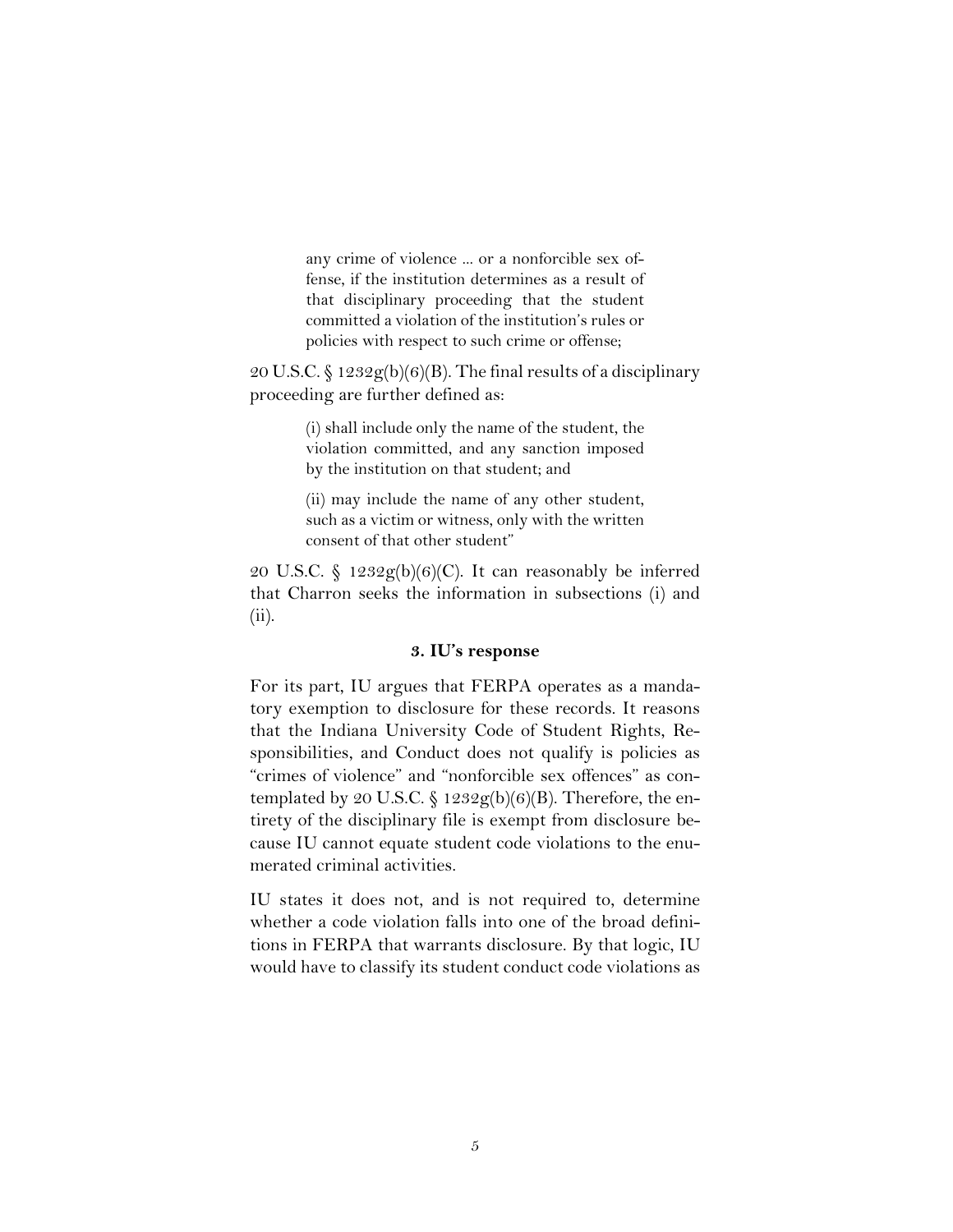> any crime of violence ... or a nonforcible sex offense, if the institution determines as a result of that disciplinary proceeding that the student committed a violation of the institution's rules or policies with respect to such crime or offense;

20 U.S.C. § 1232g(b)(6)(B). The final results of a disciplinary proceeding are further defined as:

> (i) shall include only the name of the student, the violation committed, and any sanction imposed by the institution on that student; and
>
> (ii) may include the name of any other student, such as a victim or witness, only with the written consent of that other student"

20 U.S.C. § 1232g(b)(6)(C). It can reasonably be inferred that Charron seeks the information in subsections (i) and (ii).

### 3. IU's response

For its part, IU argues that FERPA operates as a mandatory exemption to disclosure for these records. It reasons that the Indiana University Code of Student Rights, Responsibilities, and Conduct does not qualify is policies as "crimes of violence" and "nonforcible sex offences" as contemplated by 20 U.S.C. § 1232g(b)(6)(B). Therefore, the entirety of the disciplinary file is exempt from disclosure because IU cannot equate student code violations to the enumerated criminal activities.

IU states it does not, and is not required to, determine whether a code violation falls into one of the broad definitions in FERPA that warrants disclosure. By that logic, IU would have to classify its student conduct code violations as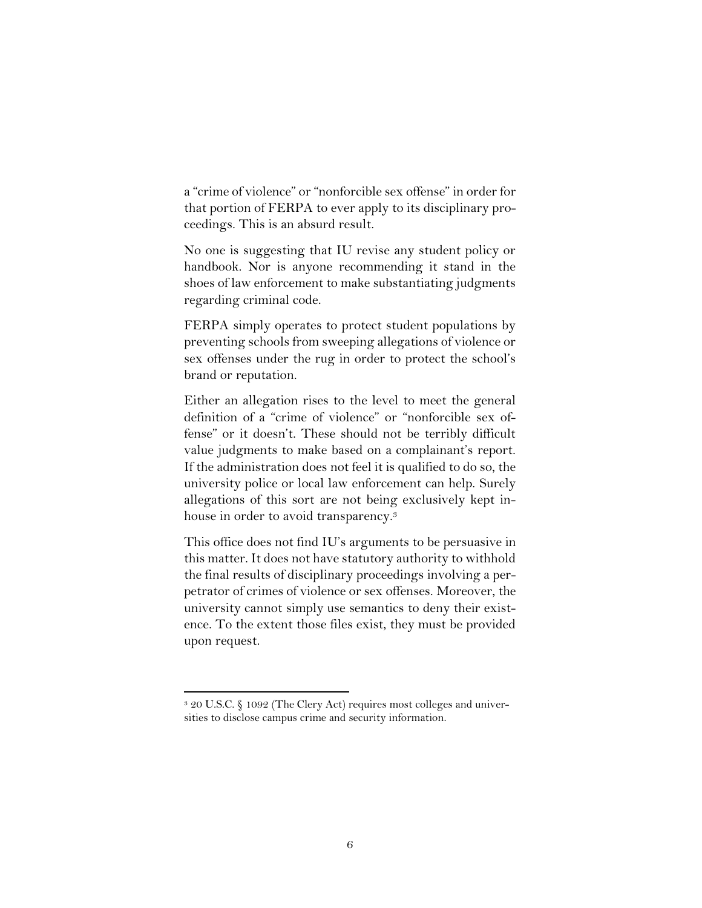a "crime of violence" or "nonforcible sex offense" in order for that portion of FERPA to ever apply to its disciplinary proceedings. This is an absurd result.

No one is suggesting that IU revise any student policy or handbook. Nor is anyone recommending it stand in the shoes of law enforcement to make substantiating judgments regarding criminal code.

FERPA simply operates to protect student populations by preventing schools from sweeping allegations of violence or sex offenses under the rug in order to protect the school's brand or reputation.

Either an allegation rises to the level to meet the general definition of a "crime of violence" or "nonforcible sex offense" or it doesn't. These should not be terribly difficult value judgments to make based on a complainant's report. If the administration does not feel it is qualified to do so, the university police or local law enforcement can help. Surely allegations of this sort are not being exclusively kept in-house in order to avoid transparency.[3]

This office does not find IU's arguments to be persuasive in this matter. It does not have statutory authority to withhold the final results of disciplinary proceedings involving a perpetrator of crimes of violence or sex offenses. Moreover, the university cannot simply use semantics to deny their existence. To the extent those files exist, they must be provided upon request.

---

[3] 20 U.S.C. § 1092 (The Clery Act) requires most colleges and universities to disclose campus crime and security information.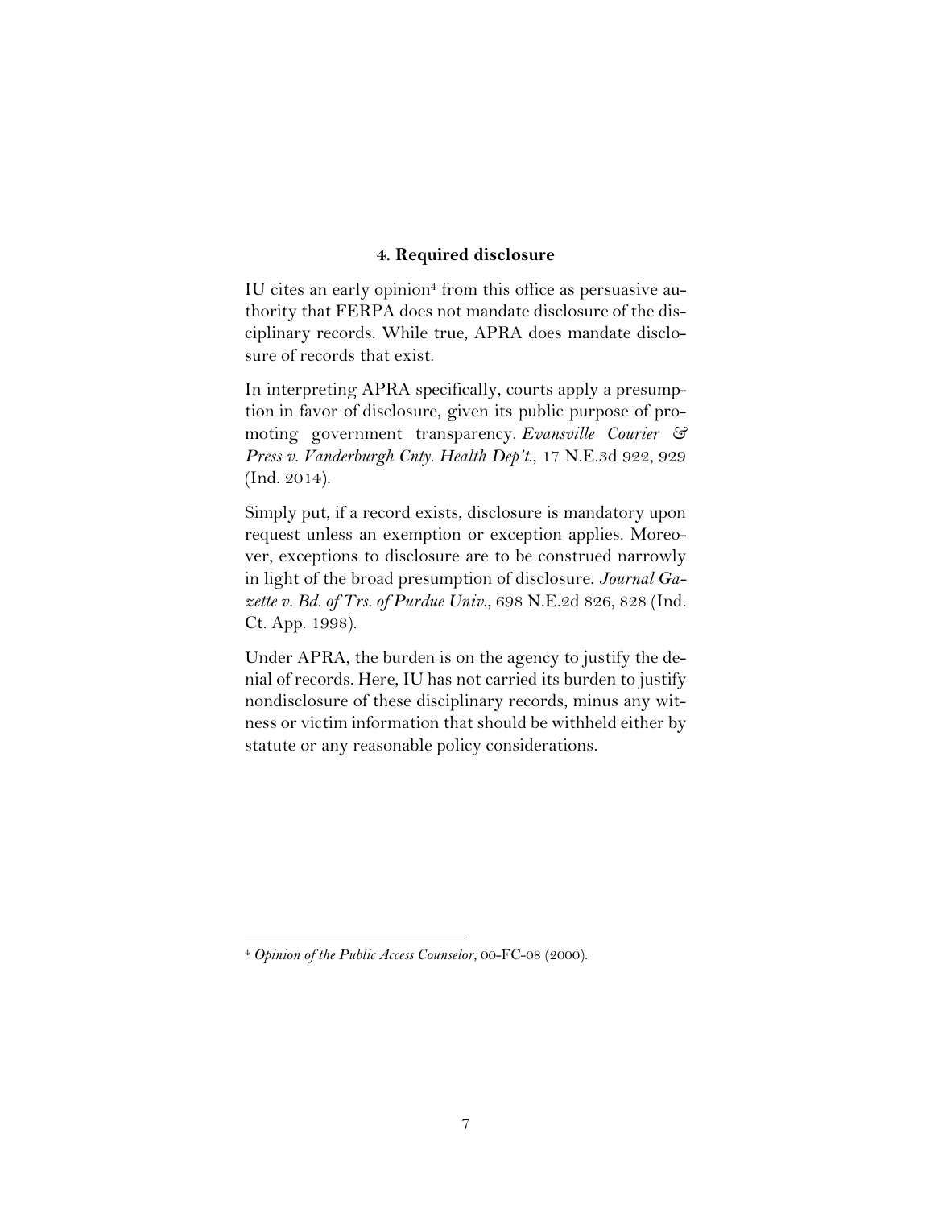### 4. Required disclosure

IU cites an early opinion[4] from this office as persuasive authority that FERPA does not mandate disclosure of the disciplinary records. While true, APRA does mandate disclosure of records that exist.

In interpreting APRA specifically, courts apply a presumption in favor of disclosure, given its public purpose of promoting government transparency. *Evansville Courier & Press v. Vanderburgh Cnty. Health Dep't.*, 17 N.E.3d 922, 929 (Ind. 2014).

Simply put, if a record exists, disclosure is mandatory upon request unless an exemption or exception applies. Moreover, exceptions to disclosure are to be construed narrowly in light of the broad presumption of disclosure. *Journal Gazette v. Bd. of Trs. of Purdue Univ.*, 698 N.E.2d 826, 828 (Ind. Ct. App. 1998).

Under APRA, the burden is on the agency to justify the denial of records. Here, IU has not carried its burden to justify nondisclosure of these disciplinary records, minus any witness or victim information that should be withheld either by statute or any reasonable policy considerations.

---

[4] *Opinion of the Public Access Counselor*, 00-FC-08 (2000).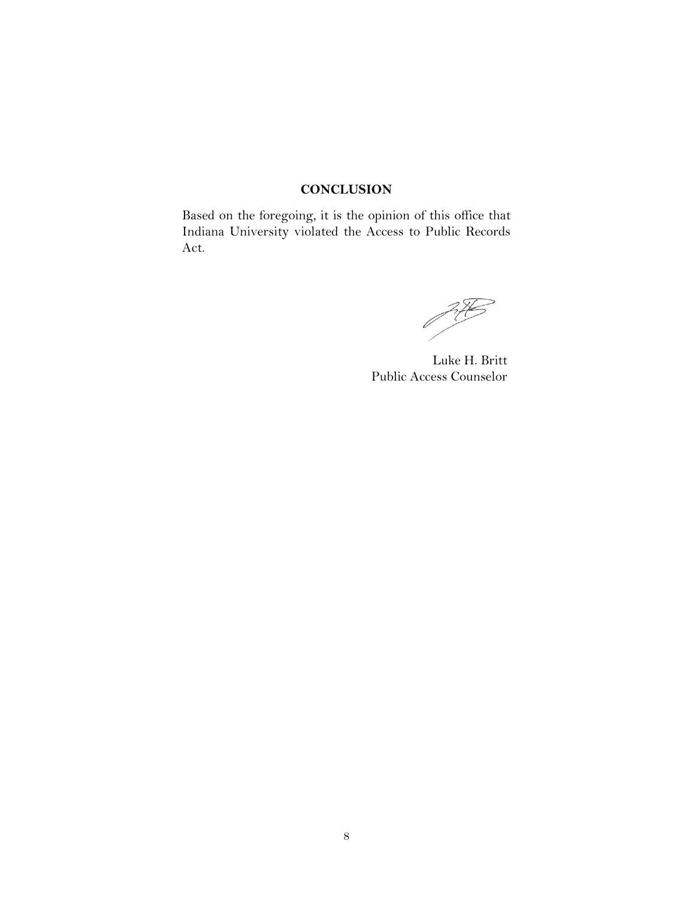## CONCLUSION

Based on the foregoing, it is the opinion of this office that Indiana University violated the Access to Public Records Act.

Luke H. Britt
Public Access Counselor